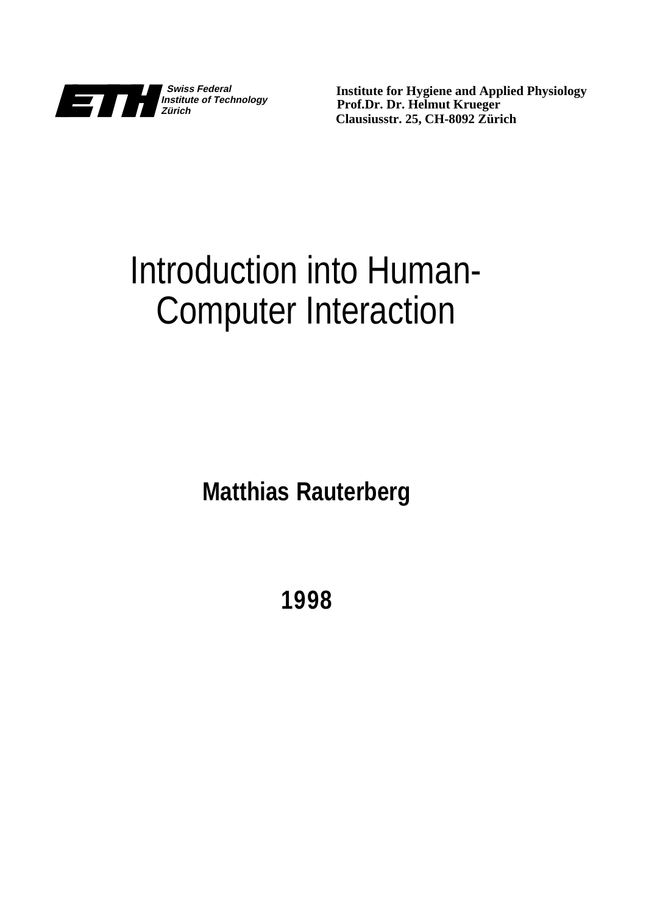ETH Swiss Federal Institute of Technology Zürich

**Institute for Hygiene and Applied Physiology**
**Prof.Dr. Dr. Helmut Krueger**
**Clausiusstr. 25, CH-8092 Zürich**

# Introduction into Human-Computer Interaction

**Matthias Rauterberg**

**1998**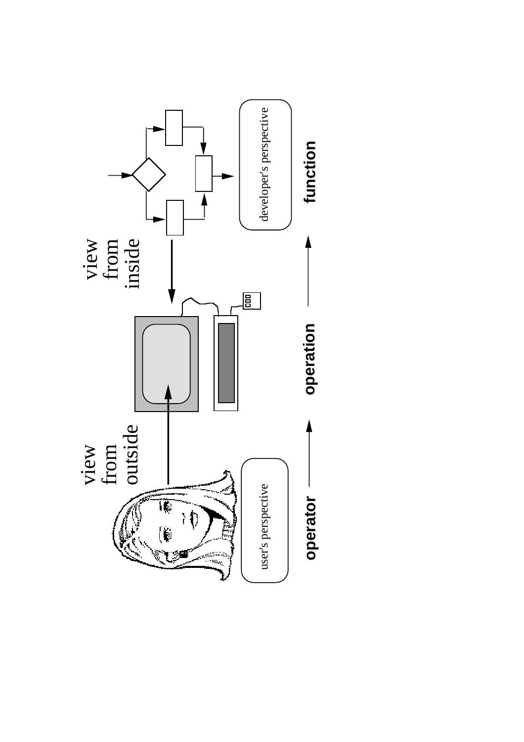view from outside

view from inside

user's perspective

developer's perspective

operator

operation

function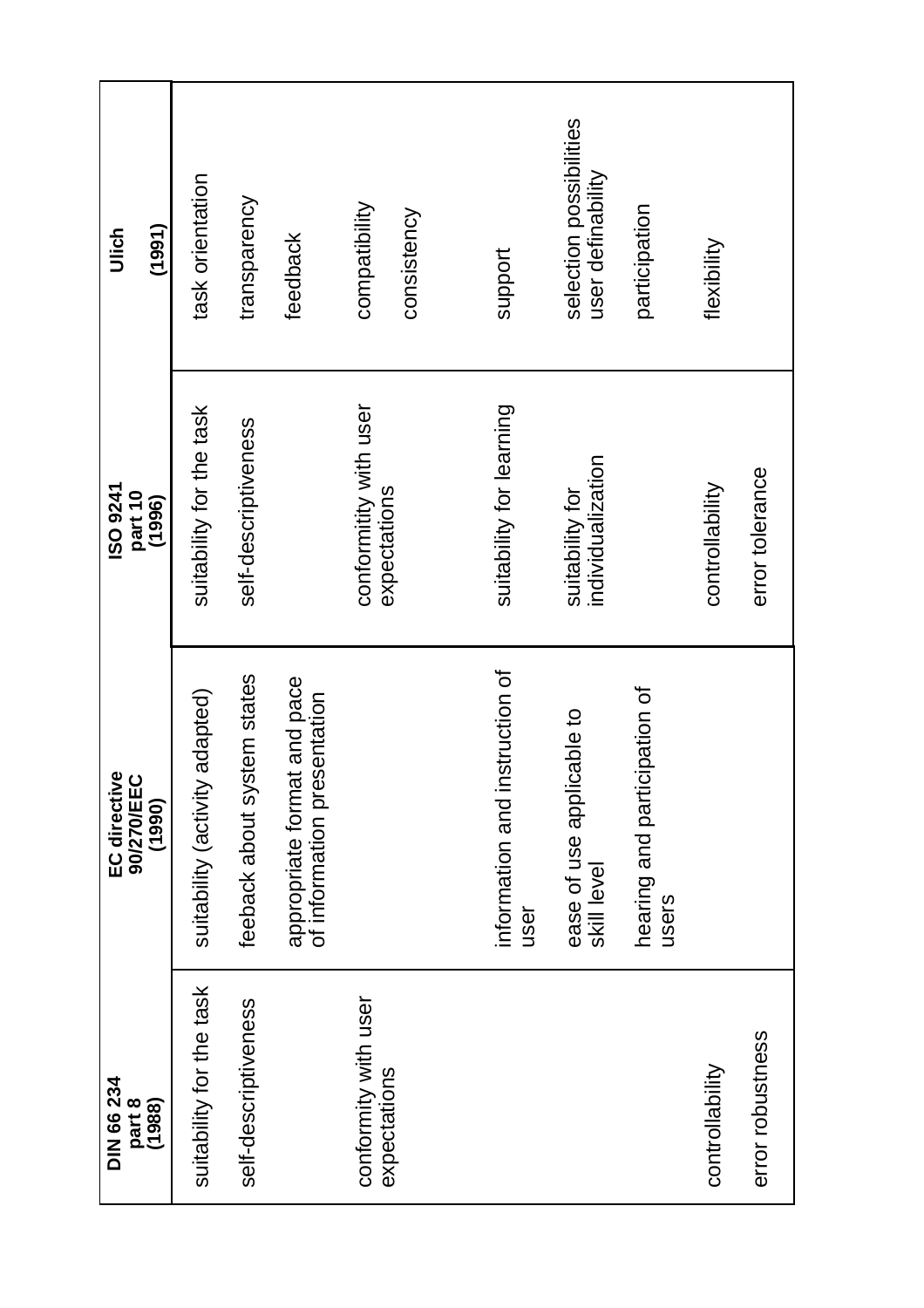| DIN 66 234 part 8 (1988) | EC directive 90/270/EEC (1990) | ISO 9241 part 10 (1996) | Ulich (1991) |
|---|---|---|---|
| suitability for the task | suitability (activity adapted) | suitability for the task | task orientation |
| self-descriptiveness | feeback about system states | self-descriptiveness | transparency |
| | appropriate format and pace of information presentation | | feedback |
| conformity with user expectations | | conformitity with user expectations | compatibility |
| | | | consistency |
| | information and instruction of user | suitability for learning | support |
| | ease of use applicable to skill level | suitability for individualization | selection possibilities user definability |
| | hearing and participation of users | | participation |
| controllability | | controllability | flexibility |
| error robustness | | error tolerance | |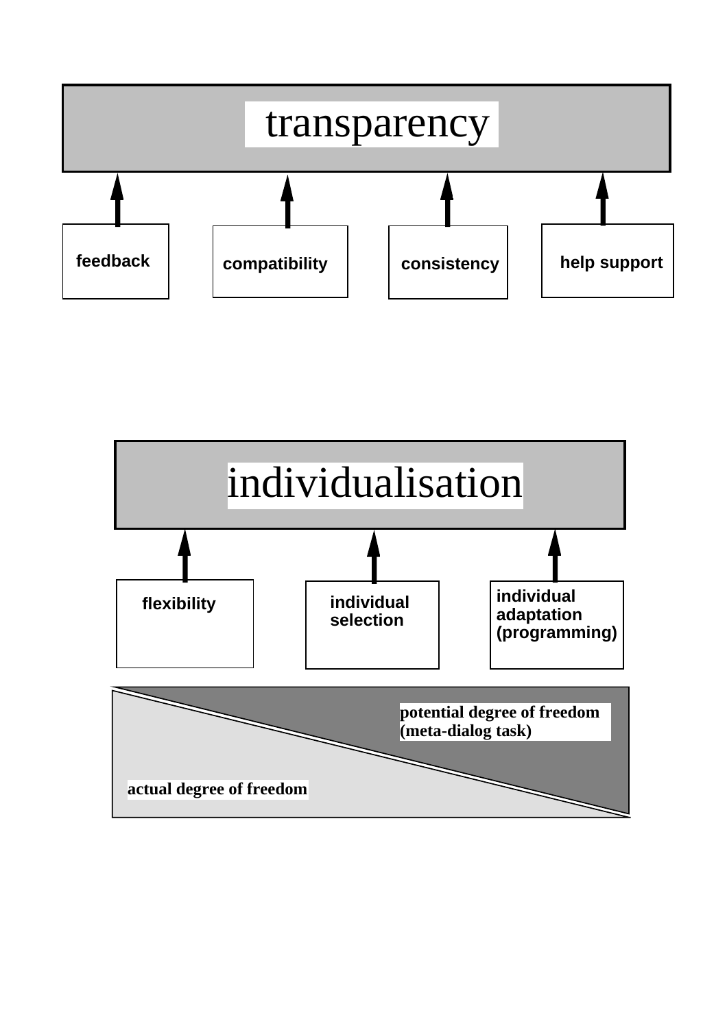transparency

feedback

compatibility

consistency

help support

individualisation

flexibility

individual selection

individual adaptation (programming)

potential degree of freedom (meta-dialog task)

actual degree of freedom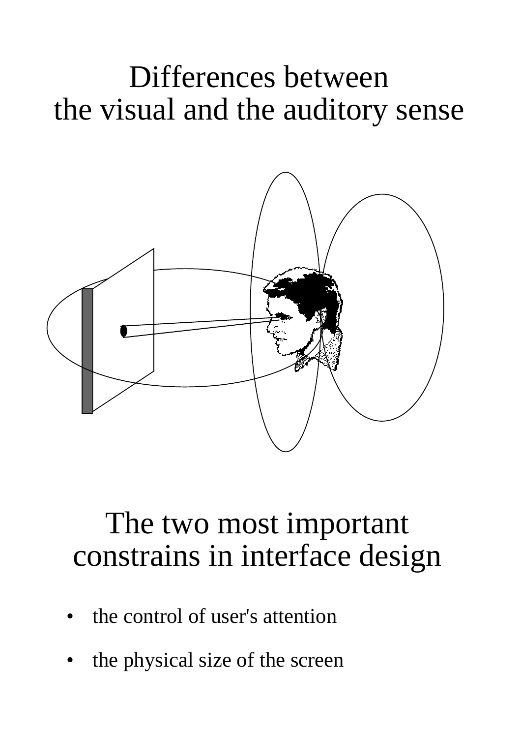# Differences between the visual and the auditory sense

# The two most important constrains in interface design

- the control of user's attention
- the physical size of the screen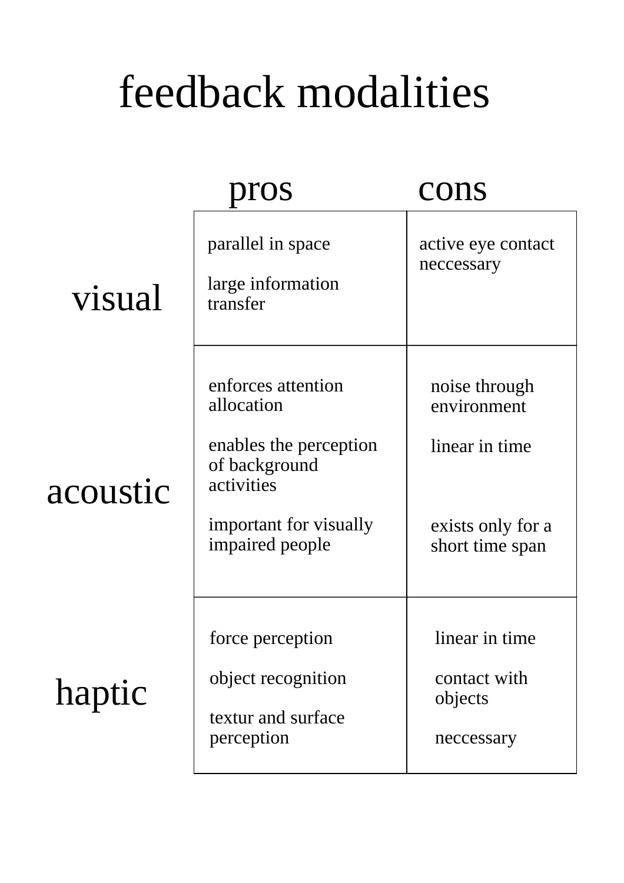# feedback modalities

| | pros | cons |
|---|---|---|
| visual | parallel in space<br><br>large information transfer | active eye contact neccessary |
| acoustic | enforces attention allocation<br><br>enables the perception of background activities<br><br>important for visually impaired people | noise through environment<br><br>linear in time<br><br>exists only for a short time span |
| haptic | force perception<br><br>object recognition<br><br>textur and surface perception | linear in time<br><br>contact with objects<br><br>neccessary |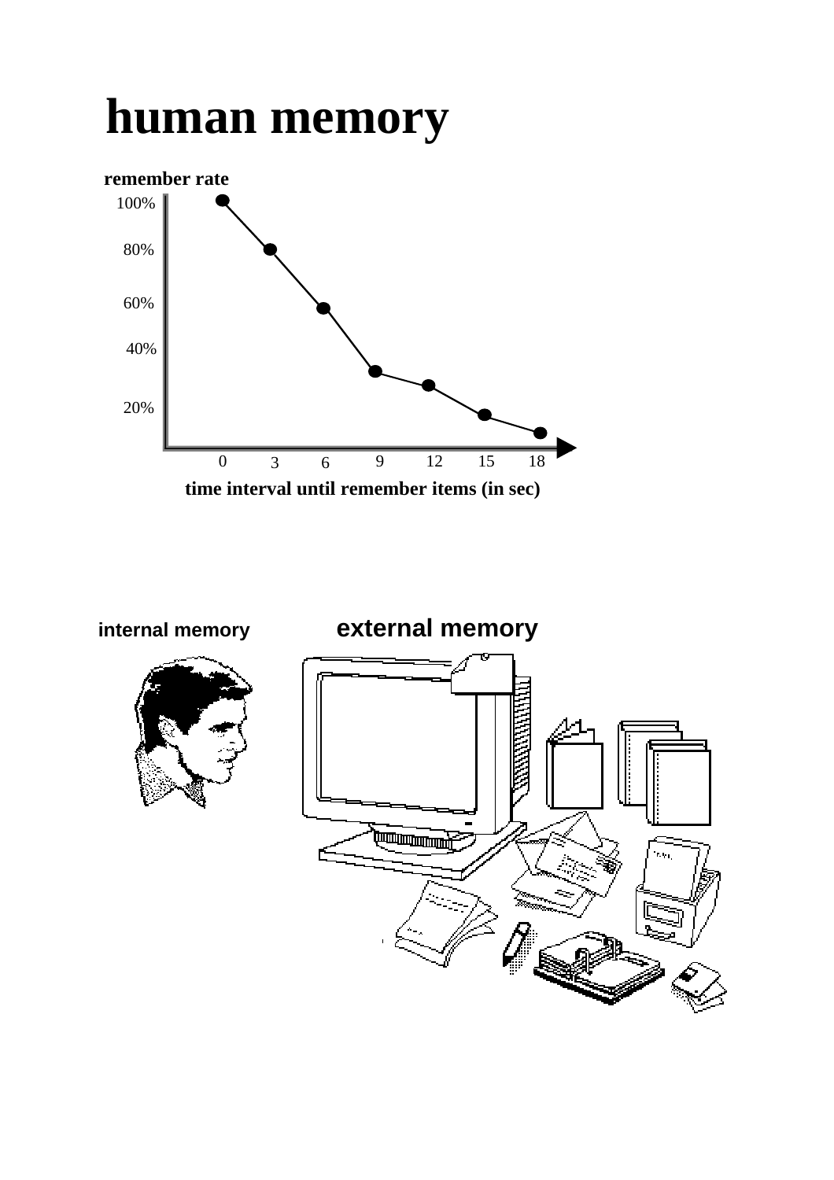# human memory

remember rate

100%

80%

60%

40%

20%

0 3 6 9 12 15 18

time interval until remember items (in sec)

internal memory

external memory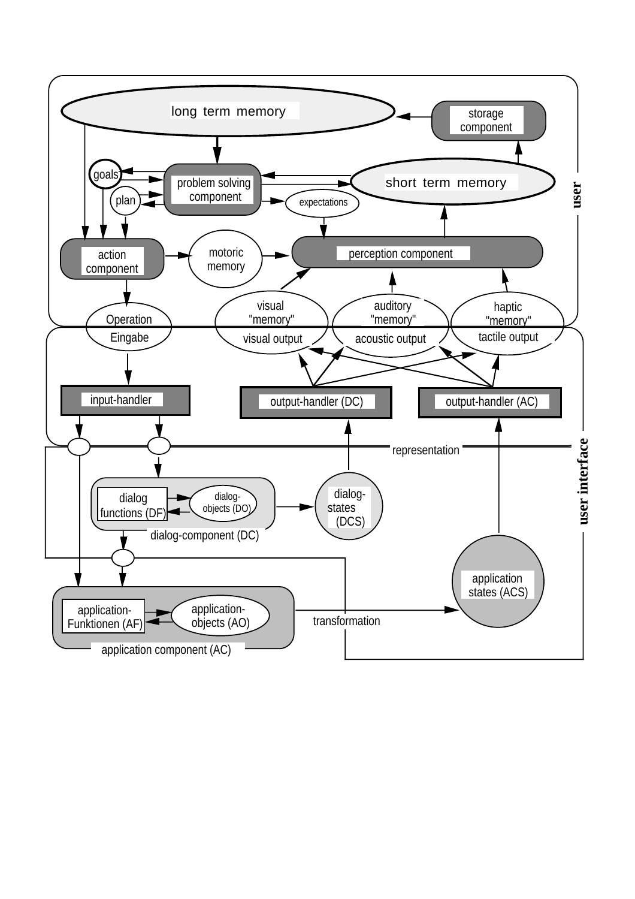long term memory

storage component

goals

problem solving component

short term memory

user

plan

expectations

action component

motoric memory

perception component

Operation

Eingabe

visual "memory"

visual output

auditory "memory"

acoustic output

haptic "memory"

tactile output

input-handler

output-handler (DC)

output-handler (AC)

representation

user interface

dialog functions (DF)

dialog-objects (DO)

dialog-states (DCS)

dialog-component (DC)

application states (ACS)

application-Funktionen (AF)

application-objects (AO)

transformation

application component (AC)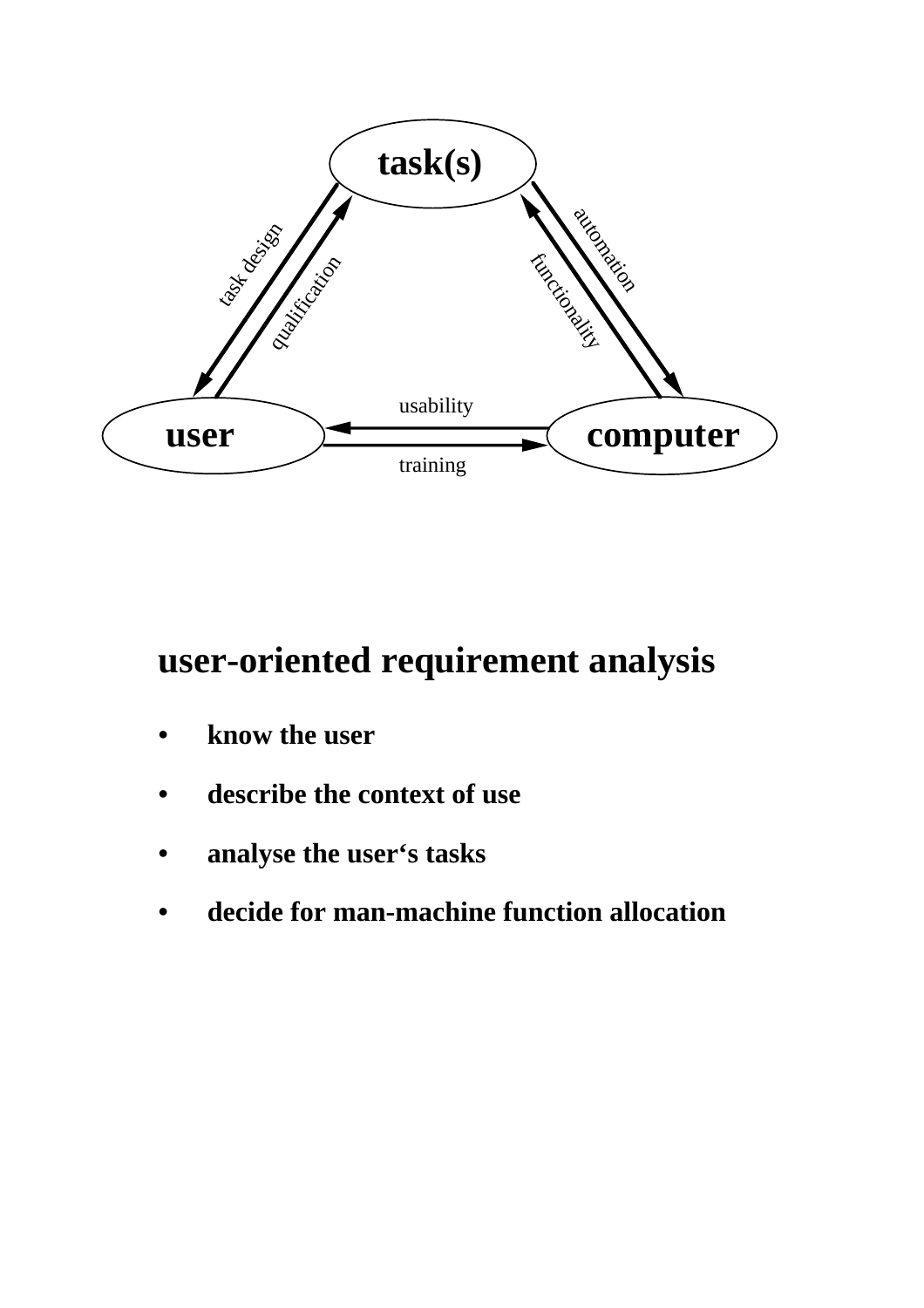task(s)

task design

qualification

automation

functionality

usability

user

computer

training

## user-oriented requirement analysis

- **know the user**
- **describe the context of use**
- **analyse the user‘s tasks**
- **decide for man-machine function allocation**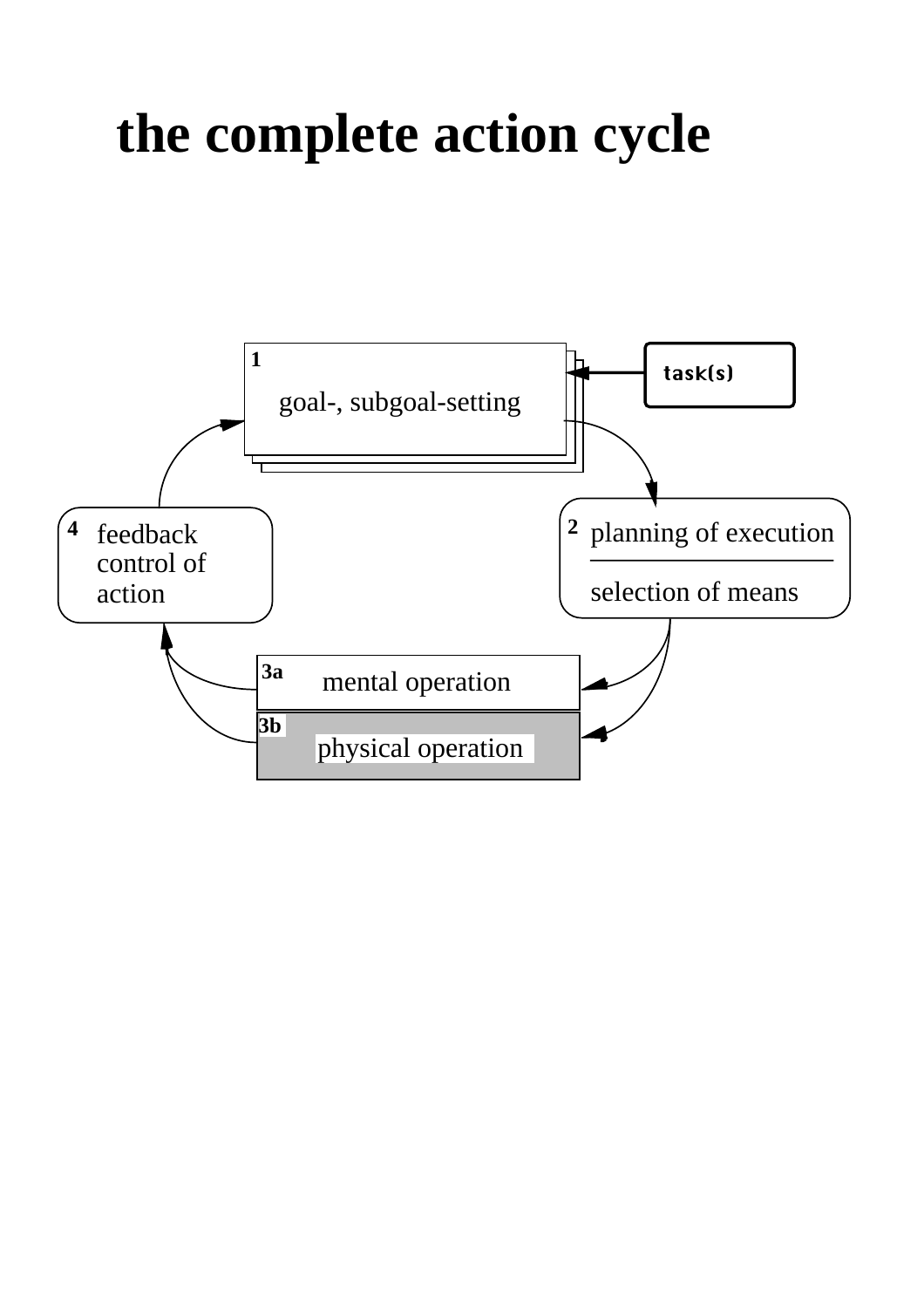# the complete action cycle

1 goal-, subgoal-setting

task(s)

2 planning of execution

selection of means

3a mental operation

3b physical operation

4 feedback control of action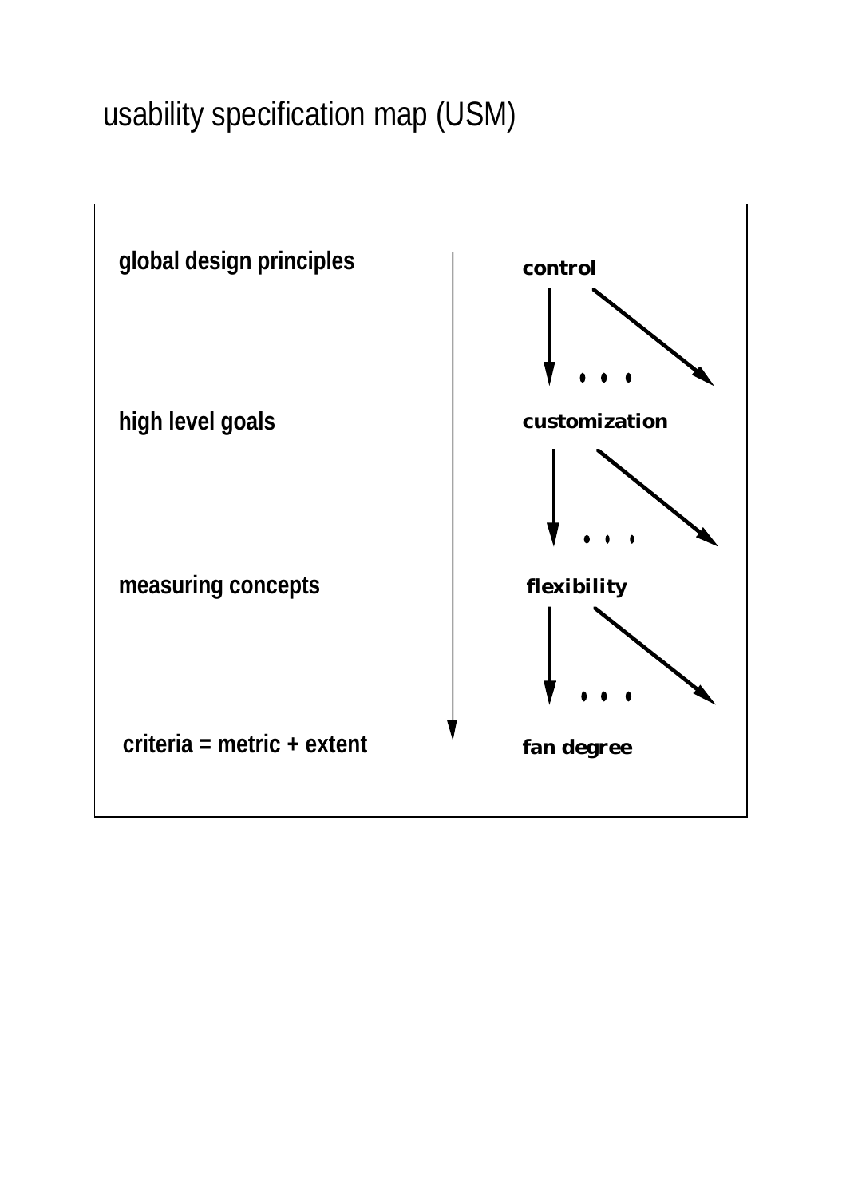# usability specification map (USM)

| | |
|---|---|
| **global design principles** | **control** |
| **high level goals** | **customization** |
| **measuring concepts** | **flexibility** |
| **criteria = metric + extent** | **fan degree** |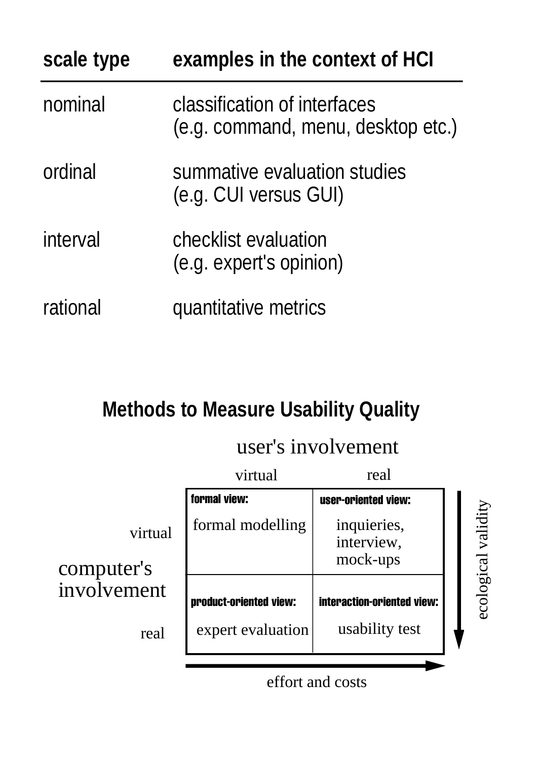| scale type | examples in the context of HCI |
|---|---|
| nominal | classification of interfaces (e.g. command, menu, desktop etc.) |
| ordinal | summative evaluation studies (e.g. CUI versus GUI) |
| interval | checklist evaluation (e.g. expert's opinion) |
| rational | quantitative metrics |

## Methods to Measure Usability Quality

user's involvement

virtual

real

computer's involvement

virtual

real

formal view:

formal modelling

user-oriented view:

inquieries, interview, mock-ups

product-oriented view:

expert evaluation

interaction-oriented view:

usability test

ecological validity

effort and costs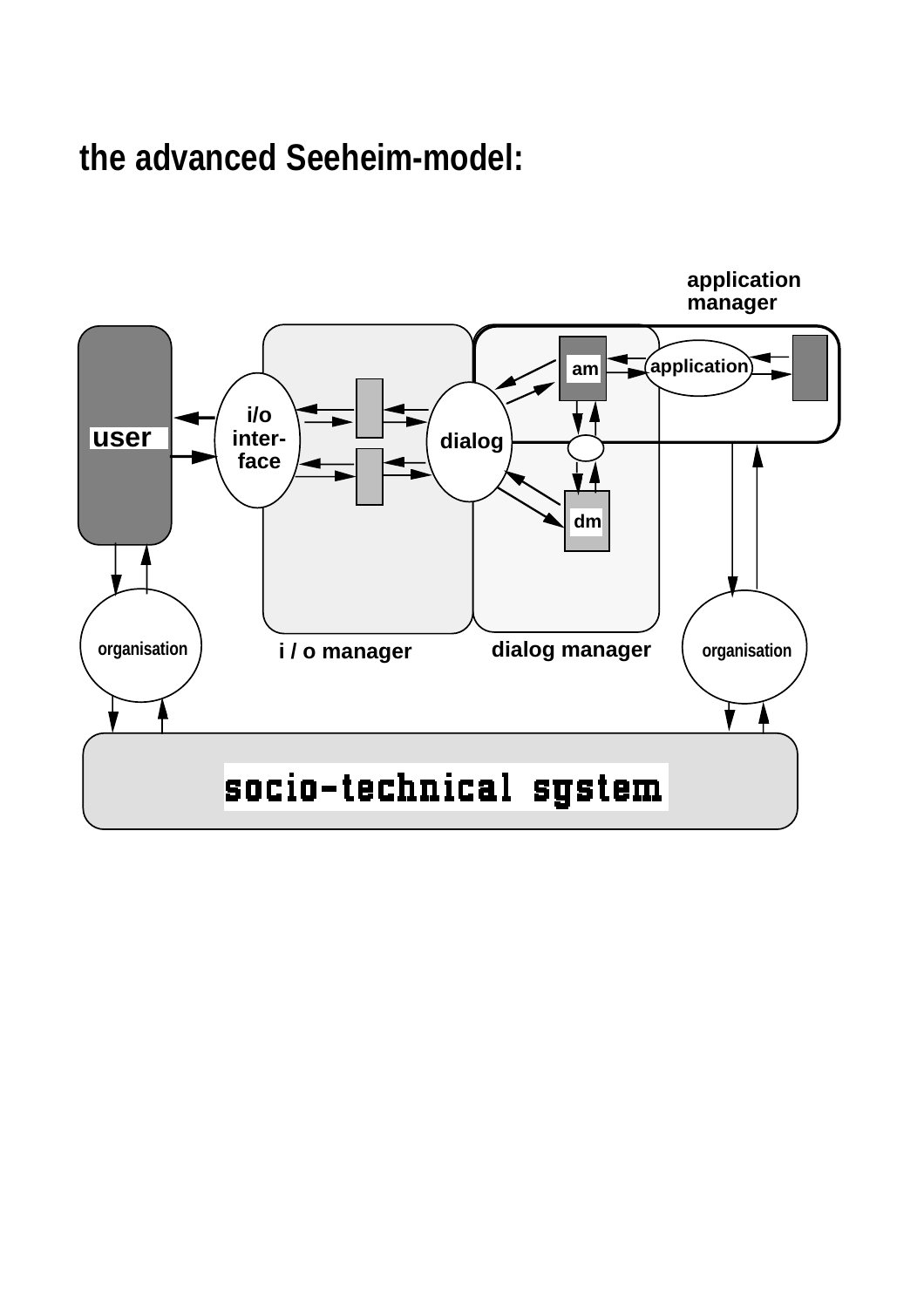# the advanced Seeheim-model:

application manager

user

i/o inter- face

dialog

am

application

dm

organisation

i / o manager

dialog manager

organisation

socio-technical system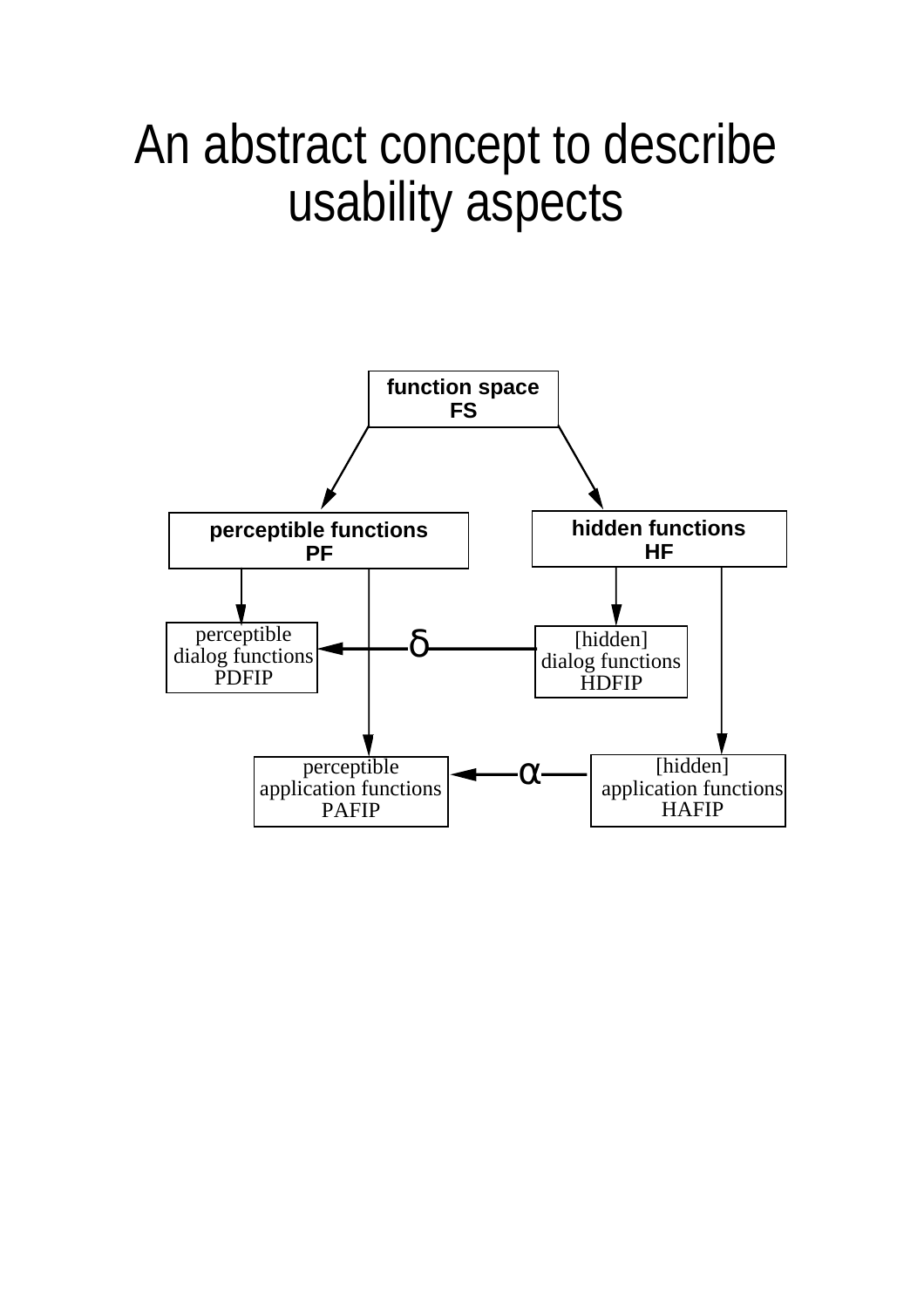# An abstract concept to describe usability aspects

function space
FS

perceptible functions
PF

hidden functions
HF

perceptible
dialog functions
PDFIP

δ

[hidden]
dialog functions
HDFIP

perceptible
application functions
PAFIP

α

[hidden]
application functions
HAFIP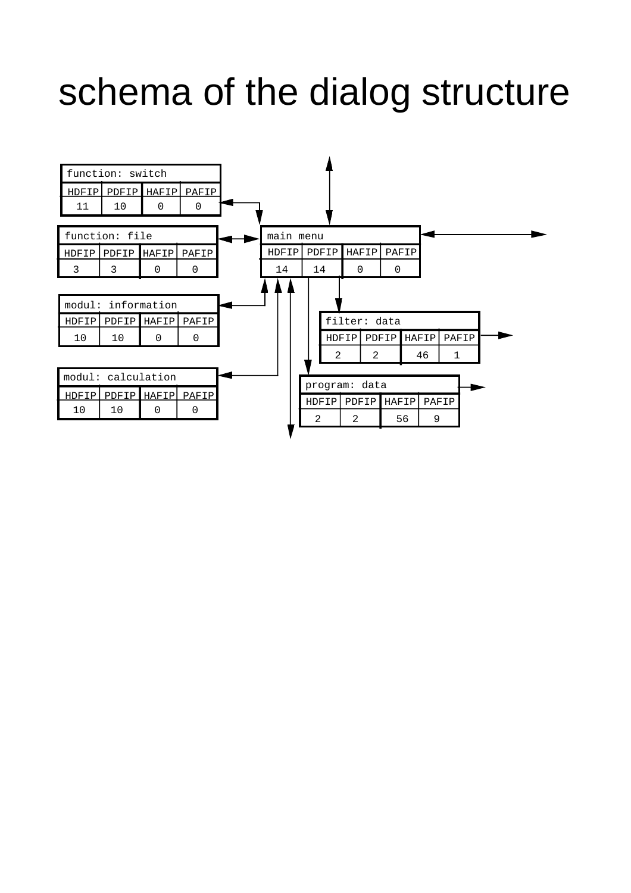# schema of the dialog structure

function: switch

| HDFIP | PDFIP | HAFIP | PAFIP |
| --- | --- | --- | --- |
| 11 | 10 | 0 | 0 |

function: file

| HDFIP | PDFIP | HAFIP | PAFIP |
| --- | --- | --- | --- |
| 3 | 3 | 0 | 0 |

main menu

| HDFIP | PDFIP | HAFIP | PAFIP |
| --- | --- | --- | --- |
| 14 | 14 | 0 | 0 |

modul: information

| HDFIP | PDFIP | HAFIP | PAFIP |
| --- | --- | --- | --- |
| 10 | 10 | 0 | 0 |

filter: data

| HDFIP | PDFIP | HAFIP | PAFIP |
| --- | --- | --- | --- |
| 2 | 2 | 46 | 1 |

modul: calculation

| HDFIP | PDFIP | HAFIP | PAFIP |
| --- | --- | --- | --- |
| 10 | 10 | 0 | 0 |

program: data

| HDFIP | PDFIP | HAFIP | PAFIP |
| --- | --- | --- | --- |
| 2 | 2 | 56 | 9 |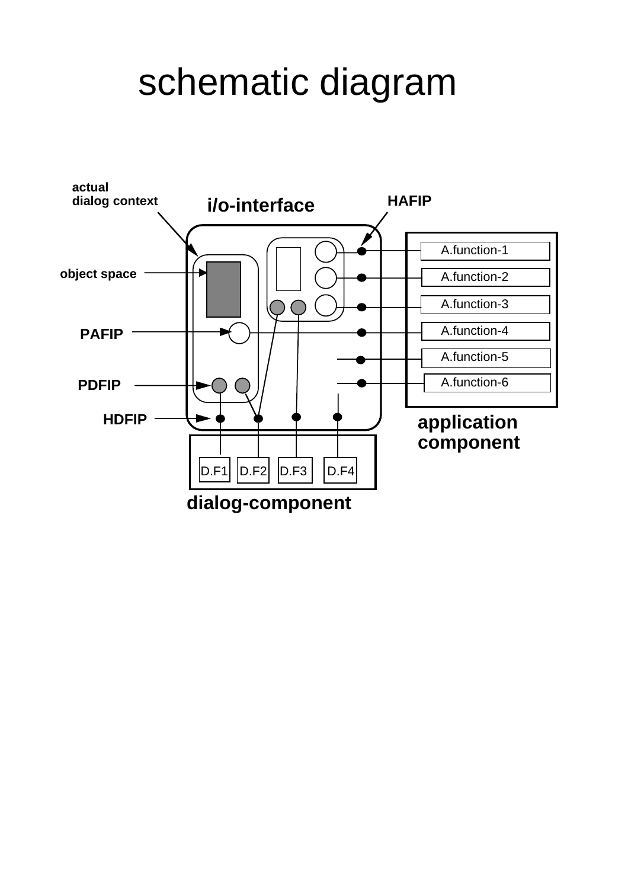# schematic diagram

actual
dialog context

i/o-interface

HAFIP

object space

PAFIP

PDFIP

HDFIP

A.function-1

A.function-2

A.function-3

A.function-4

A.function-5

A.function-6

application
component

D.F1

D.F2

D.F3

D.F4

dialog-component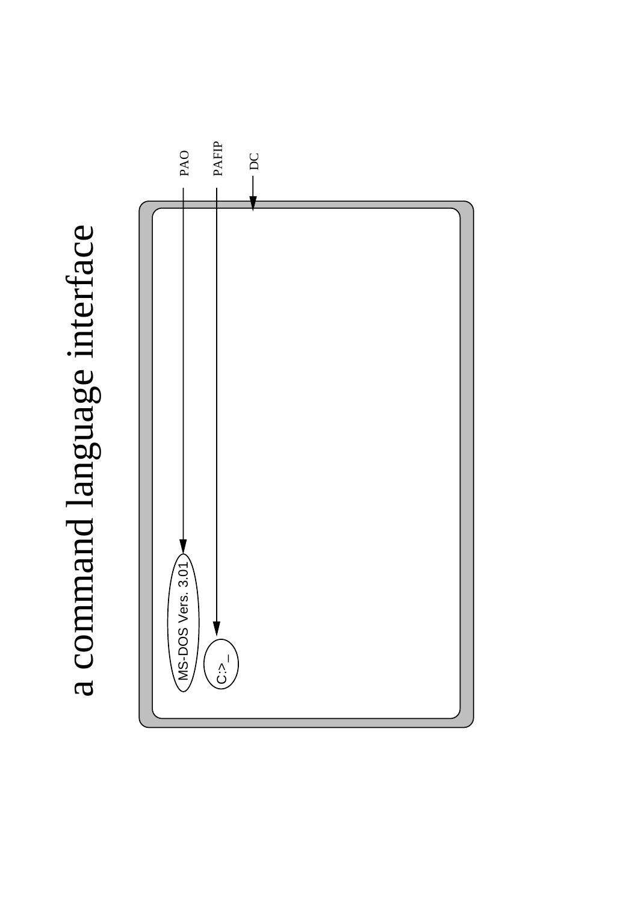# a command language interface

PAO

PAFIP

DC

MS-DOS Vers. 3.01

C:>_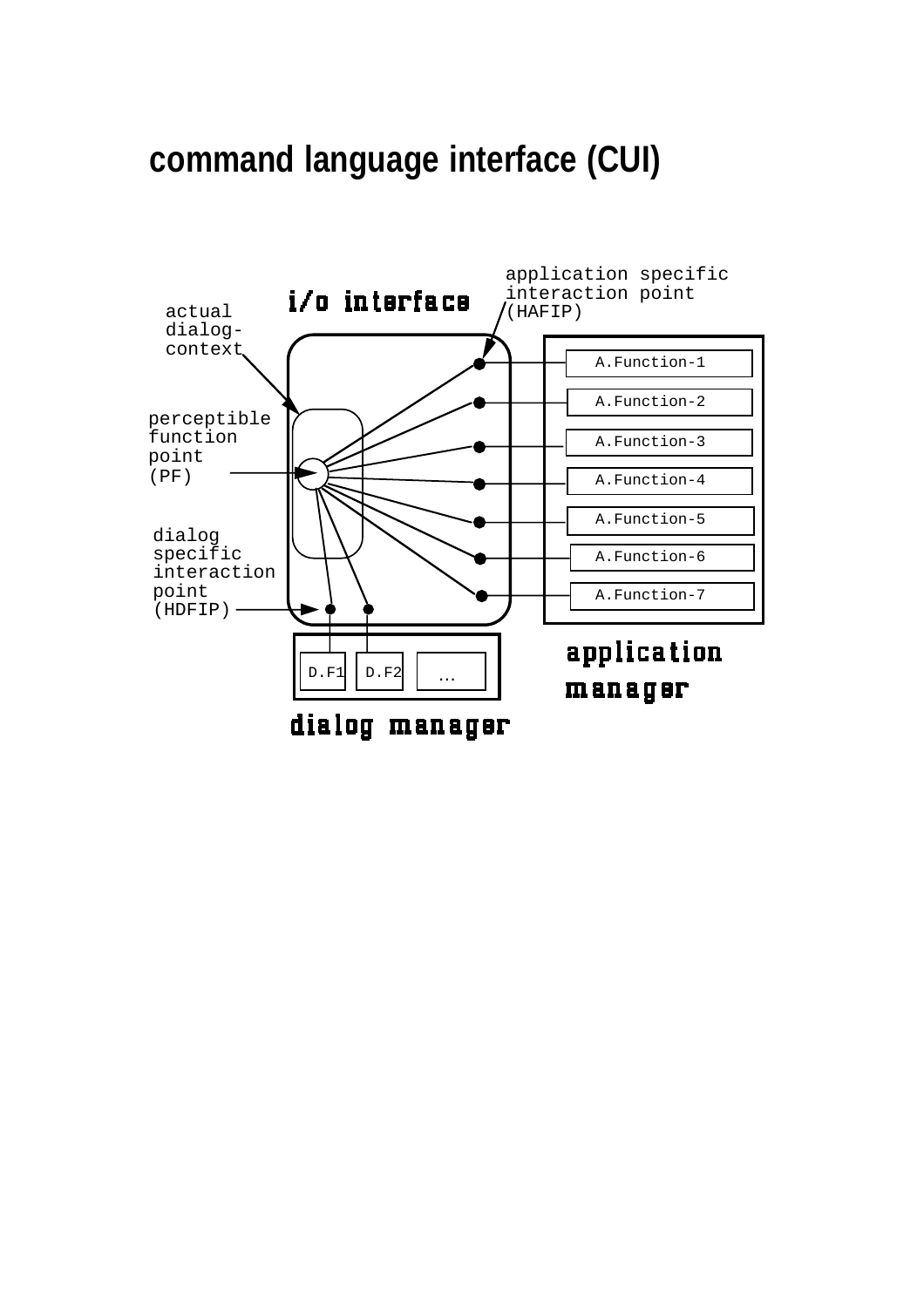# command language interface (CUI)

i/o interface

application specific interaction point (HAFIP)

actual dialog-context

perceptible function point (PF)

dialog specific interaction point (HDFIP)

A.Function-1

A.Function-2

A.Function-3

A.Function-4

A.Function-5

A.Function-6

A.Function-7

application manager

D.F1 D.F2 ...

dialog manager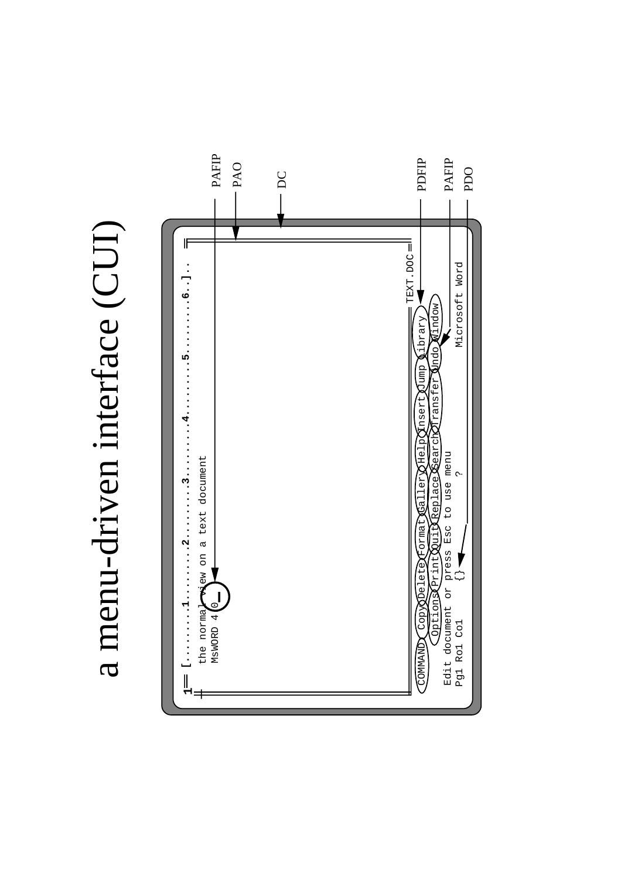# a menu-driven interface (CUI)

PAFIP

PAO

DC

PDFIP

PAFIP

PDO

```
1═[.........1.........2.........3.........4.........5.........6..]..
  the normal view on a text document
  MsWORD 4.0_
                                                    ═TEXT.DOC═
COMMAND: Copy Delete Format Gallery Help Insert Jump Library
  Options Print Quit Replace Search Transfer Undo Window
Edit document or press Esc to use menu
Pg1 Ro1 Co1     {}       ?                 Microsoft Word
```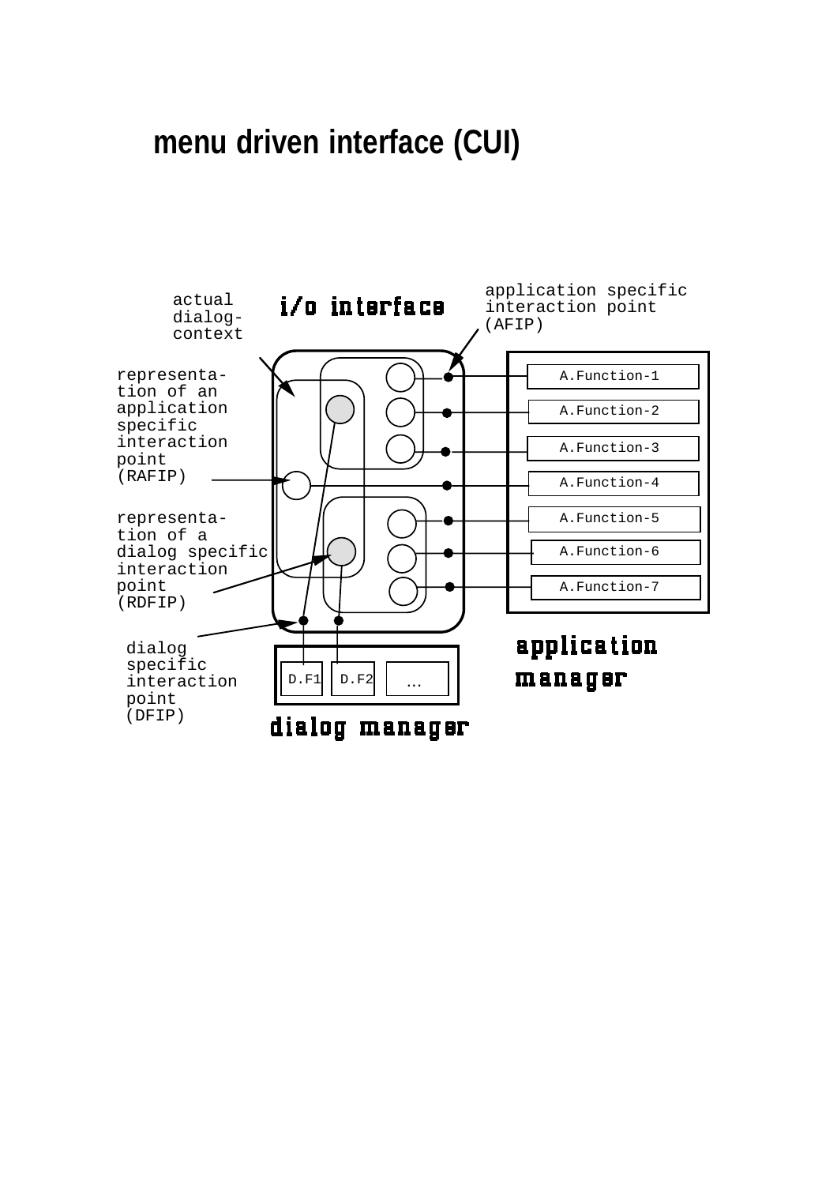# menu driven interface (CUI)

actual dialog-context

i/o interface

application specific interaction point (AFIP)

representa-tion of an application specific interaction point (RAFIP)

representa-tion of a dialog specific interaction point (RDFIP)

dialog specific interaction point (DFIP)

A.Function-1

A.Function-2

A.Function-3

A.Function-4

A.Function-5

A.Function-6

A.Function-7

application manager

D.F1

D.F2

...

dialog manager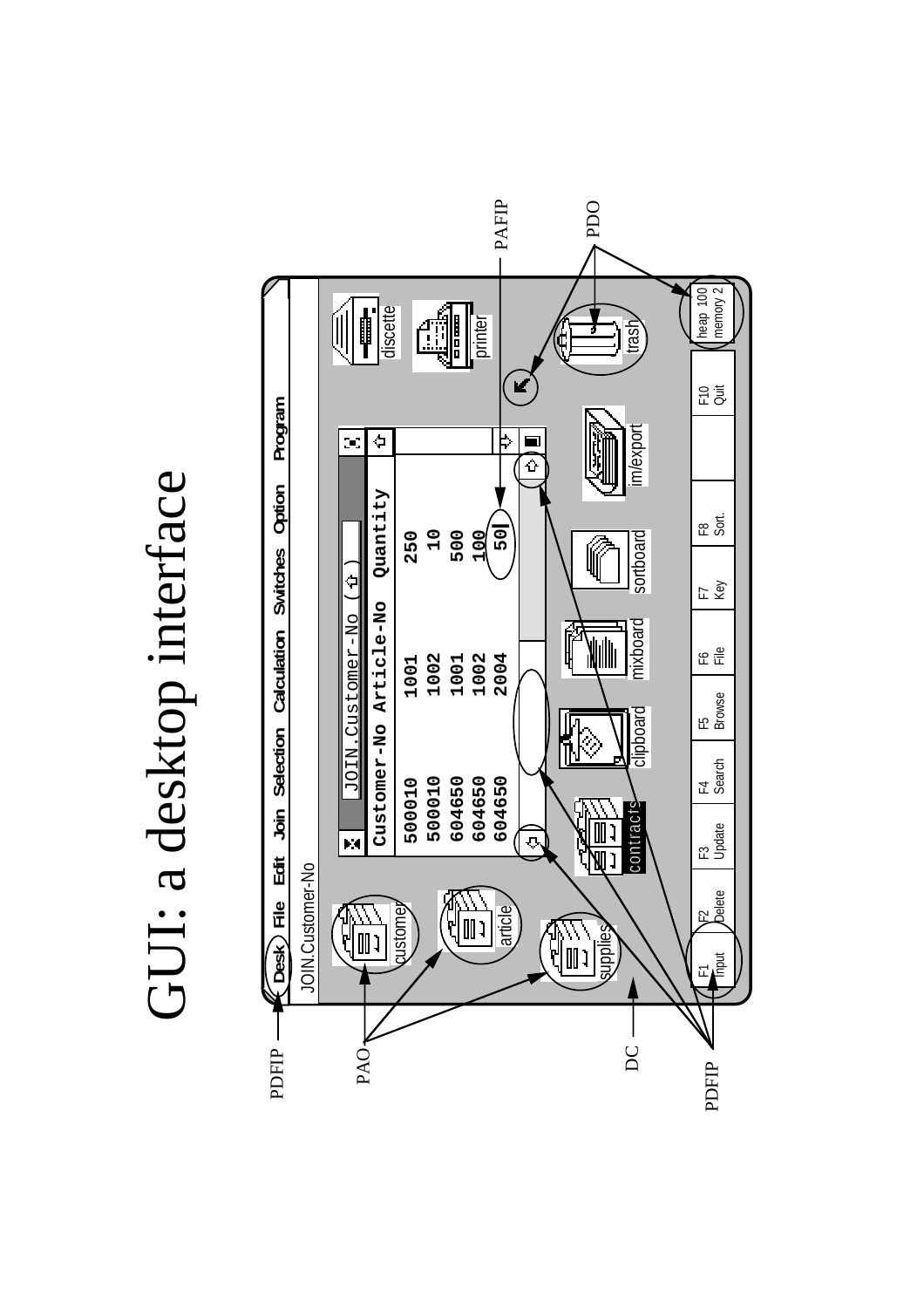# GUI: a desktop interface

Desk File Edit Join Selection Calculation Switches Option Program

JOIN.Customer-No

JOIN.Customer-No

| Customer-No | Article-No | Quantity |
| --- | --- | --- |
| 500010 | 1001 | 250 |
| 500010 | 1002 | 10 |
| 604650 | 1001 | 500 |
| 604650 | 1002 | 100 |
| 604650 | 2004 | 50 |

customer

article

supplies

contracts

clipboard

mixboard

sortboard

im/export

discette

printer

trash

heap 100
memory 2

F1 Input

F2 Delete

F3 Update

F4 Search

F5 Browse

F6 File

F7 Key

F8 Sort.

F10 Quit

PDFIP

PAO

DC

PDFIP

PAFIP

PDO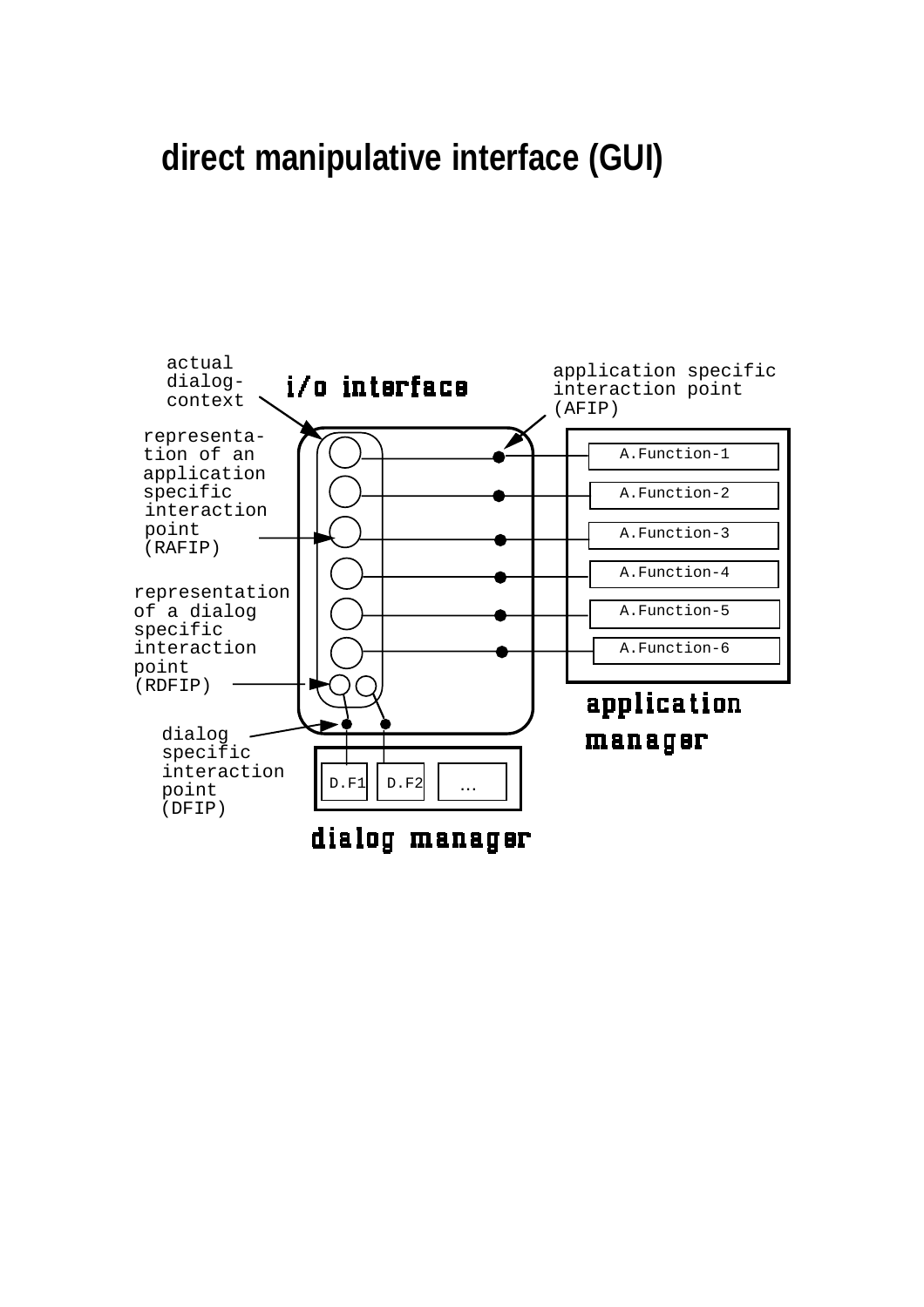# direct manipulative interface (GUI)

actual dialog-context

i/o interface

application specific interaction point (AFIP)

representa-tion of an application specific interaction point (RAFIP)

A.Function-1

A.Function-2

A.Function-3

A.Function-4

A.Function-5

A.Function-6

representation of a dialog specific interaction point (RDFIP)

application manager

dialog specific interaction point (DFIP)

D.F1 D.F2 ...

dialog manager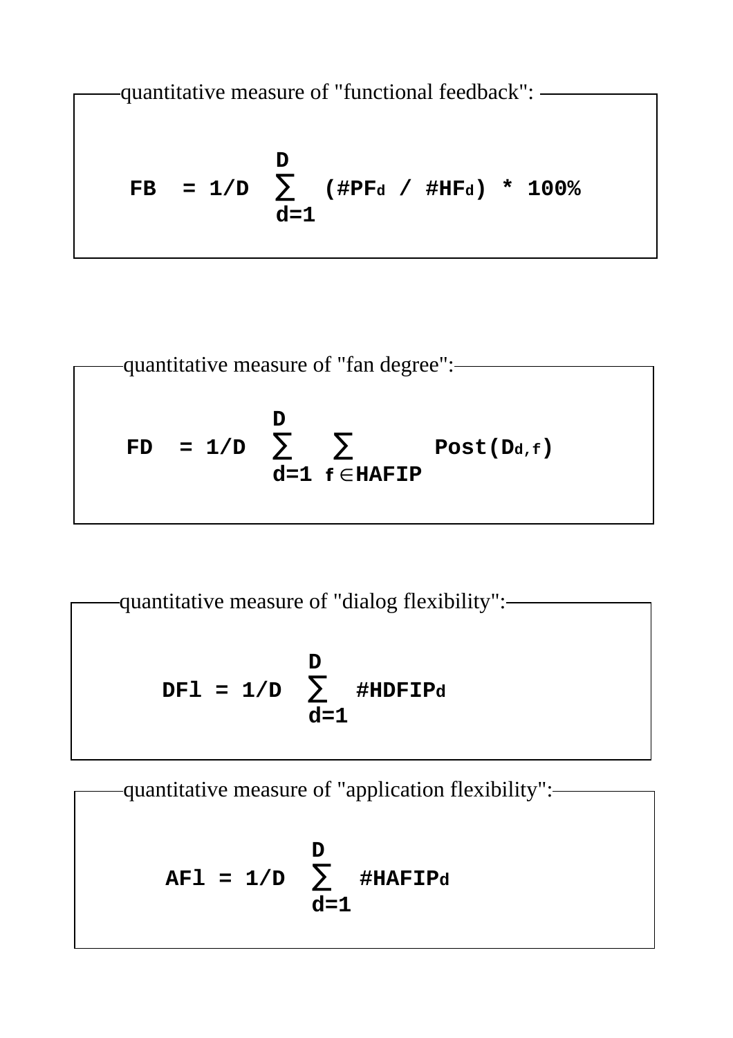quantitative measure of "functional feedback":

$$FB = 1/D \sum_{d=1}^{D} (\#PF_d / \#HF_d) * 100\%$$

quantitative measure of "fan degree":

$$FD = 1/D \sum_{d=1}^{D} \sum_{f \in HAFIP} Post(D_{d,f})$$

quantitative measure of "dialog flexibility":

$$DFl = 1/D \sum_{d=1}^{D} \#HDFIP_d$$

quantitative measure of "application flexibility":

$$AFl = 1/D \sum_{d=1}^{D} \#HAFIP_d$$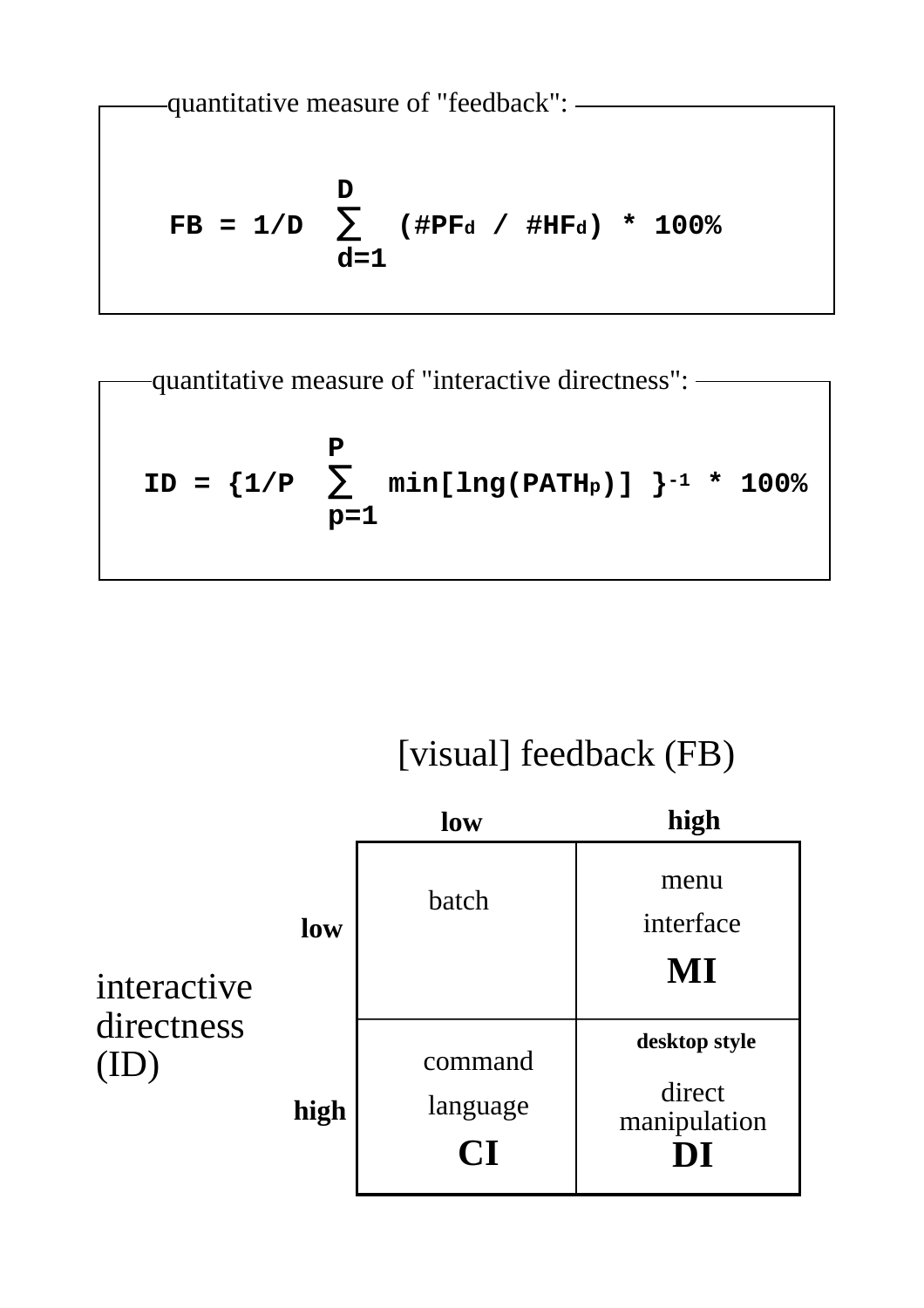quantitative measure of "feedback":

$$FB = 1/D \sum_{d=1}^{D} (\#PF_d / \#HF_d) * 100\%$$

quantitative measure of "interactive directness":

$$ID = \{1/P \sum_{p=1}^{P} \min[lng(PATH_p)] \}^{-1} * 100\%$$

[visual] feedback (FB)

| interactive directness (ID) | | low | high |
|---|---|---|---|
| | low | batch | menu interface **MI** |
| | high | command language **CI** | **desktop style** direct manipulation **DI** |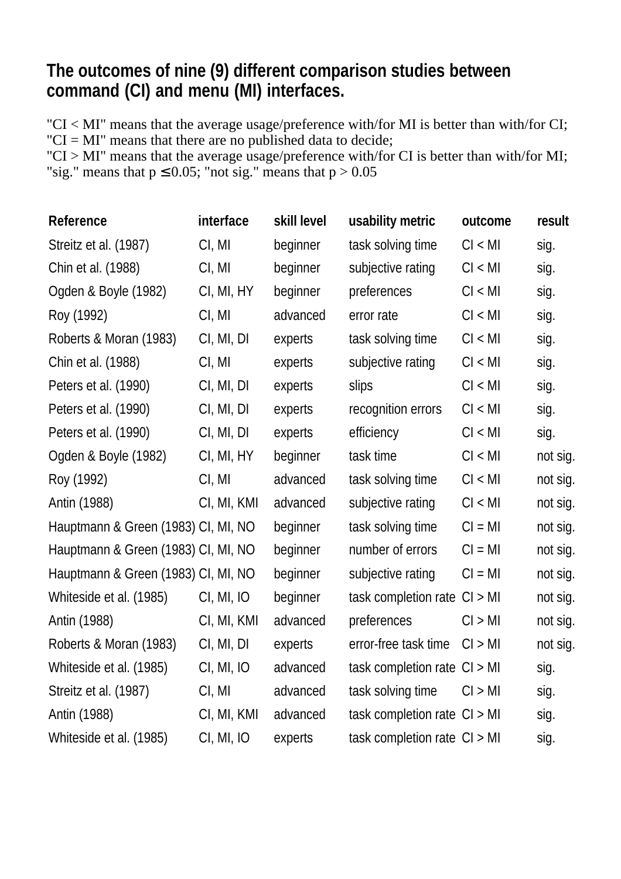**The outcomes of nine (9) different comparison studies between command (CI) and menu (MI) interfaces.**

"CI < MI" means that the average usage/preference with/for MI is better than with/for CI;
"CI = MI" means that there are no published data to decide;
"CI > MI" means that the average usage/preference with/for CI is better than with/for MI;
"sig." means that $p \leq 0.05$; "not sig." means that $p > 0.05$

| Reference | interface | skill level | usability metric | outcome | result |
|---|---|---|---|---|---|
| Streitz et al. (1987) | CI, MI | beginner | task solving time | CI < MI | sig. |
| Chin et al. (1988) | CI, MI | beginner | subjective rating | CI < MI | sig. |
| Ogden & Boyle (1982) | CI, MI, HY | beginner | preferences | CI < MI | sig. |
| Roy (1992) | CI, MI | advanced | error rate | CI < MI | sig. |
| Roberts & Moran (1983) | CI, MI, DI | experts | task solving time | CI < MI | sig. |
| Chin et al. (1988) | CI, MI | experts | subjective rating | CI < MI | sig. |
| Peters et al. (1990) | CI, MI, DI | experts | slips | CI < MI | sig. |
| Peters et al. (1990) | CI, MI, DI | experts | recognition errors | CI < MI | sig. |
| Peters et al. (1990) | CI, MI, DI | experts | efficiency | CI < MI | sig. |
| Ogden & Boyle (1982) | CI, MI, HY | beginner | task time | CI < MI | not sig. |
| Roy (1992) | CI, MI | advanced | task solving time | CI < MI | not sig. |
| Antin (1988) | CI, MI, KMI | advanced | subjective rating | CI < MI | not sig. |
| Hauptmann & Green (1983) | CI, MI, NO | beginner | task solving time | CI = MI | not sig. |
| Hauptmann & Green (1983) | CI, MI, NO | beginner | number of errors | CI = MI | not sig. |
| Hauptmann & Green (1983) | CI, MI, NO | beginner | subjective rating | CI = MI | not sig. |
| Whiteside et al. (1985) | CI, MI, IO | beginner | task completion rate | CI > MI | not sig. |
| Antin (1988) | CI, MI, KMI | advanced | preferences | CI > MI | not sig. |
| Roberts & Moran (1983) | CI, MI, DI | experts | error-free task time | CI > MI | not sig. |
| Whiteside et al. (1985) | CI, MI, IO | advanced | task completion rate | CI > MI | sig. |
| Streitz et al. (1987) | CI, MI | advanced | task solving time | CI > MI | sig. |
| Antin (1988) | CI, MI, KMI | advanced | task completion rate | CI > MI | sig. |
| Whiteside et al. (1985) | CI, MI, IO | experts | task completion rate | CI > MI | sig. |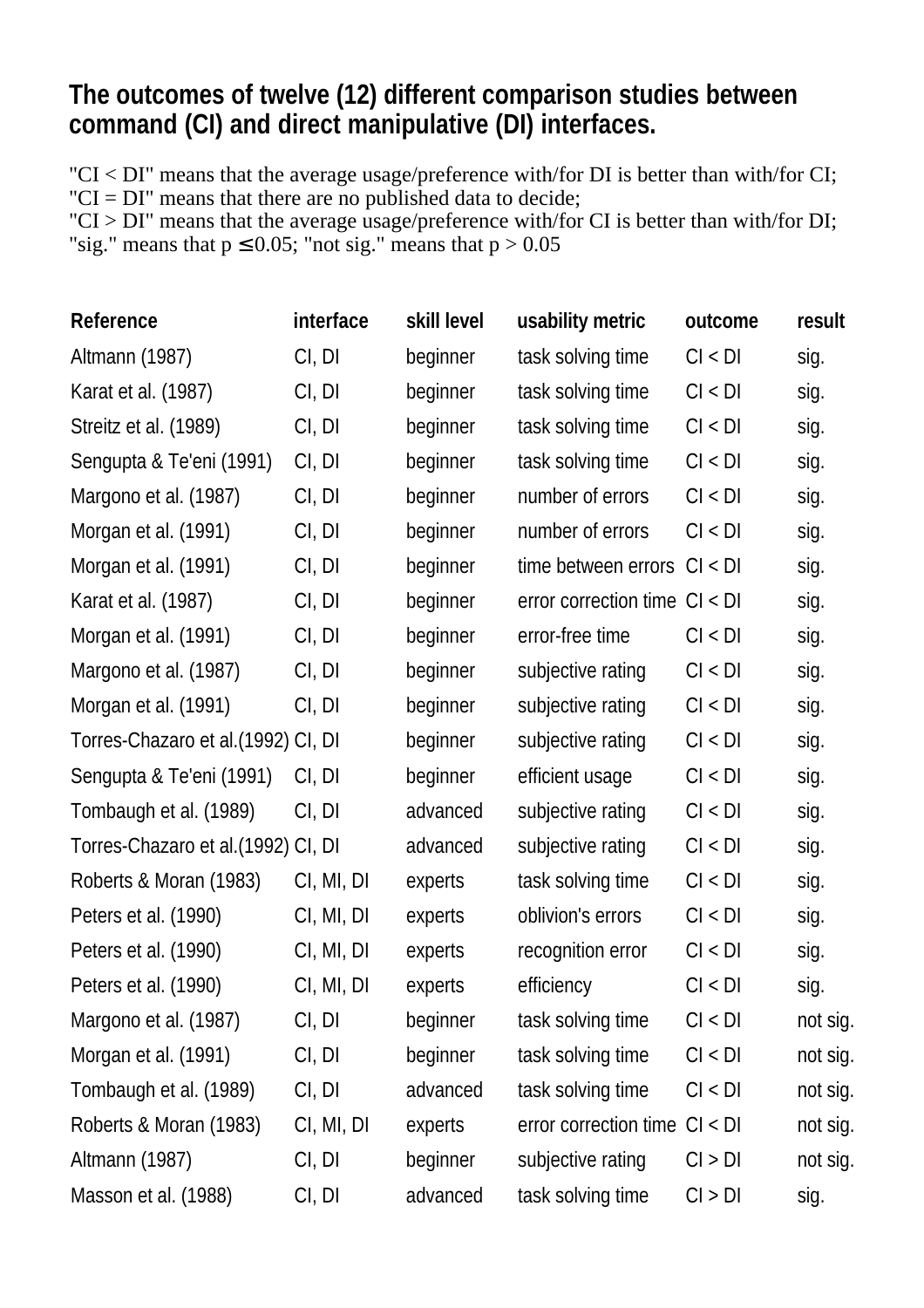## The outcomes of twelve (12) different comparison studies between command (CI) and direct manipulative (DI) interfaces.

"CI < DI" means that the average usage/preference with/for DI is better than with/for CI;
"CI = DI" means that there are no published data to decide;
"CI > DI" means that the average usage/preference with/for CI is better than with/for DI;
"sig." means that $p \leq 0.05$; "not sig." means that $p > 0.05$

| Reference | interface | skill level | usability metric | outcome | result |
|---|---|---|---|---|---|
| Altmann (1987) | CI, DI | beginner | task solving time | CI < DI | sig. |
| Karat et al. (1987) | CI, DI | beginner | task solving time | CI < DI | sig. |
| Streitz et al. (1989) | CI, DI | beginner | task solving time | CI < DI | sig. |
| Sengupta & Te'eni (1991) | CI, DI | beginner | task solving time | CI < DI | sig. |
| Margono et al. (1987) | CI, DI | beginner | number of errors | CI < DI | sig. |
| Morgan et al. (1991) | CI, DI | beginner | number of errors | CI < DI | sig. |
| Morgan et al. (1991) | CI, DI | beginner | time between errors | CI < DI | sig. |
| Karat et al. (1987) | CI, DI | beginner | error correction time | CI < DI | sig. |
| Morgan et al. (1991) | CI, DI | beginner | error-free time | CI < DI | sig. |
| Margono et al. (1987) | CI, DI | beginner | subjective rating | CI < DI | sig. |
| Morgan et al. (1991) | CI, DI | beginner | subjective rating | CI < DI | sig. |
| Torres-Chazaro et al.(1992) | CI, DI | beginner | subjective rating | CI < DI | sig. |
| Sengupta & Te'eni (1991) | CI, DI | beginner | efficient usage | CI < DI | sig. |
| Tombaugh et al. (1989) | CI, DI | advanced | subjective rating | CI < DI | sig. |
| Torres-Chazaro et al.(1992) | CI, DI | advanced | subjective rating | CI < DI | sig. |
| Roberts & Moran (1983) | CI, MI, DI | experts | task solving time | CI < DI | sig. |
| Peters et al. (1990) | CI, MI, DI | experts | oblivion's errors | CI < DI | sig. |
| Peters et al. (1990) | CI, MI, DI | experts | recognition error | CI < DI | sig. |
| Peters et al. (1990) | CI, MI, DI | experts | efficiency | CI < DI | sig. |
| Margono et al. (1987) | CI, DI | beginner | task solving time | CI < DI | not sig. |
| Morgan et al. (1991) | CI, DI | beginner | task solving time | CI < DI | not sig. |
| Tombaugh et al. (1989) | CI, DI | advanced | task solving time | CI < DI | not sig. |
| Roberts & Moran (1983) | CI, MI, DI | experts | error correction time | CI < DI | not sig. |
| Altmann (1987) | CI, DI | beginner | subjective rating | CI > DI | not sig. |
| Masson et al. (1988) | CI, DI | advanced | task solving time | CI > DI | sig. |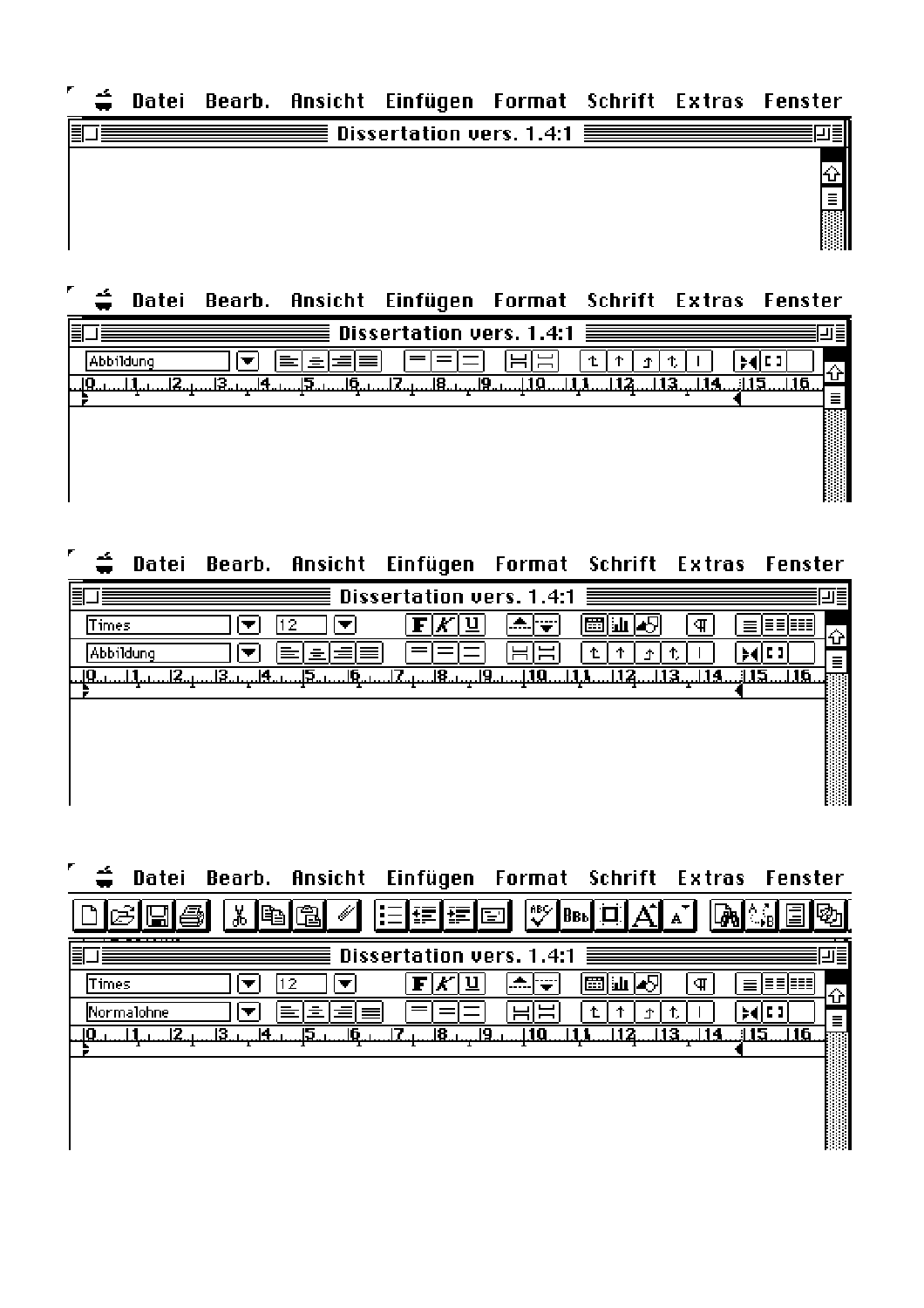Datei Bearb. Ansicht Einfügen Format Schrift Extras Fenster

Dissertation vers. 1.4:1

Datei Bearb. Ansicht Einfügen Format Schrift Extras Fenster

Dissertation vers. 1.4:1

Abbildung

0 1 2 3 4 5 6 7 8 9 10 11 12 13 14 15 16

Datei Bearb. Ansicht Einfügen Format Schrift Extras Fenster

Dissertation vers. 1.4:1

Times 12

Abbildung

0 1 2 3 4 5 6 7 8 9 10 11 12 13 14 15 16

Datei Bearb. Ansicht Einfügen Format Schrift Extras Fenster

Dissertation vers. 1.4:1

Times 12

Normalohne

0 1 2 3 4 5 6 7 8 9 10 11 12 13 14 15 16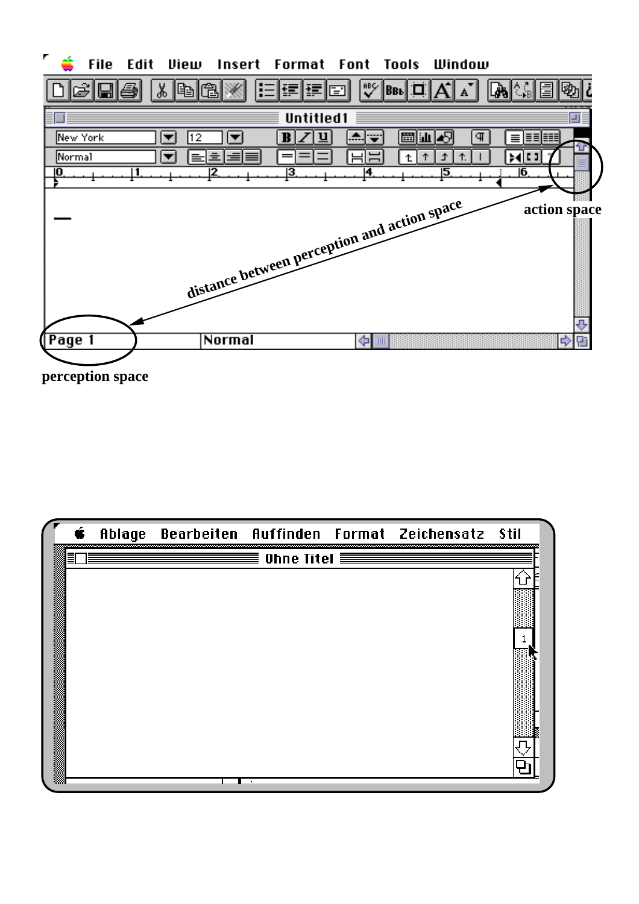File Edit View Insert Format Font Tools Window

Untitled1

New York 12

Normal

Page 1 Normal

distance between perception and action space

action space

perception space

Ablage Bearbeiten Auffinden Format Zeichensatz Stil

Ohne Titel

1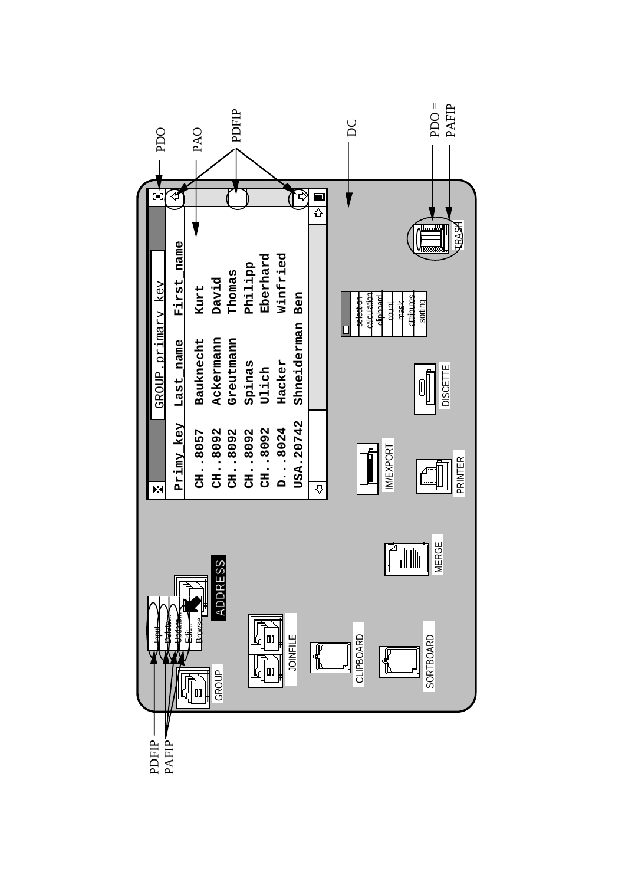PDO

PAO

PDFIP

DC

PDO = PAFIP

GROUP.primary_key

| Primy_key | Last_name | First_name |
| --- | --- | --- |
| CH..8057 | Bauknecht | Kurt |
| CH..8092 | Ackermann | David |
| CH..8092 | Greutmann | Thomas |
| CH..8092 | Spinas | Philipp |
| CH..8092 | Ulich | Eberhard |
| D...8024 | Hacker | Winfried |
| USA.20742 | Shneiderman | Ben |

selection
calculation
clipboard
count
mask
attributes
sorting

TRASH

DISCETTE

IM/EXPORT

PRINTER

MERGE

ADDRESS

Input...
Delete...
Update...
Edit...
Browse...

GROUP

JOINFILE

CLIPBOARD

SORTBOARD

PDFIP
PAFIP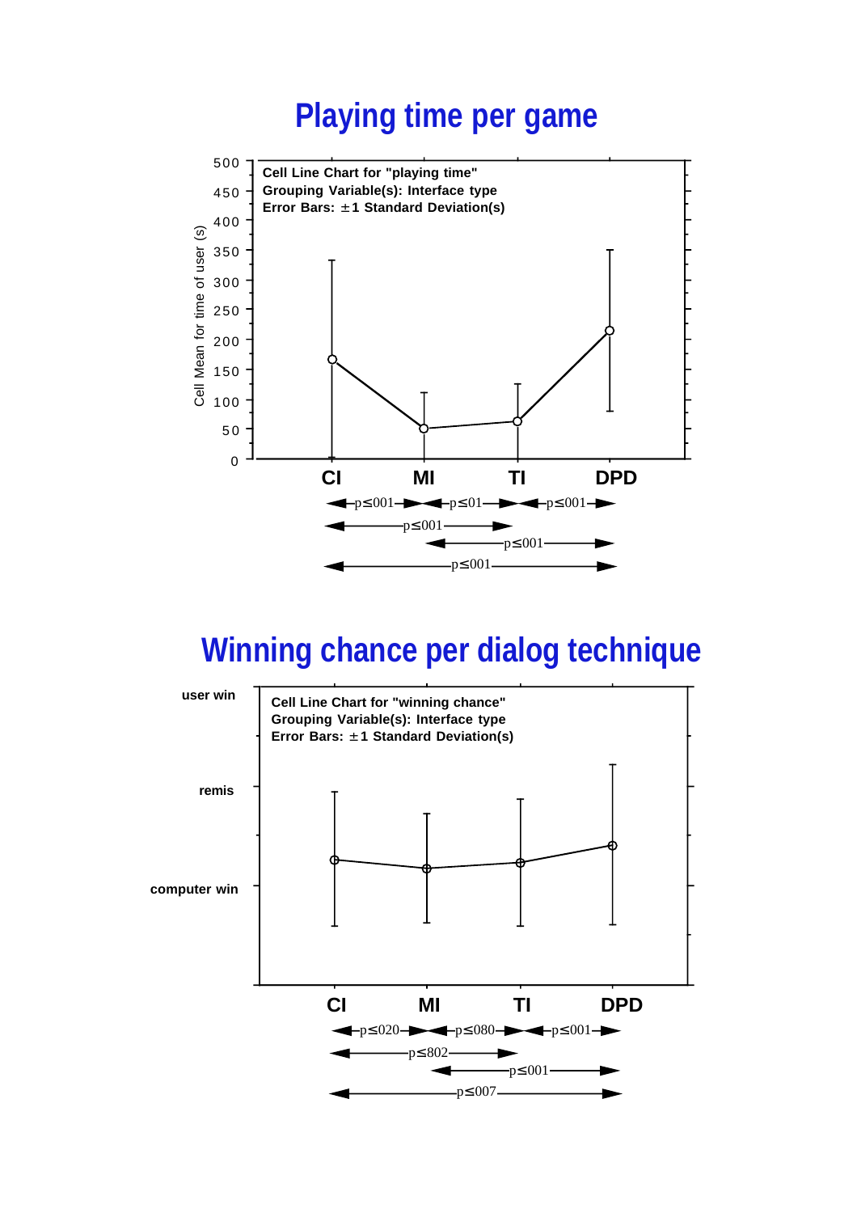# Playing time per game

Cell Line Chart for "playing time"
Grouping Variable(s): Interface type
Error Bars: ±1 Standard Deviation(s)

Cell Mean for time of user (s)

500
450
400
350
300
250
200
150
100
50
0

CI MI TI DPD

p≤001 p≤01 p≤001
p≤001
p≤001
p≤001

# Winning chance per dialog technique

Cell Line Chart for "winning chance"
Grouping Variable(s): Interface type
Error Bars: ±1 Standard Deviation(s)

user win
remis
computer win

CI MI TI DPD

p≤020 p≤080 p≤001
p≤802
p≤001
p≤007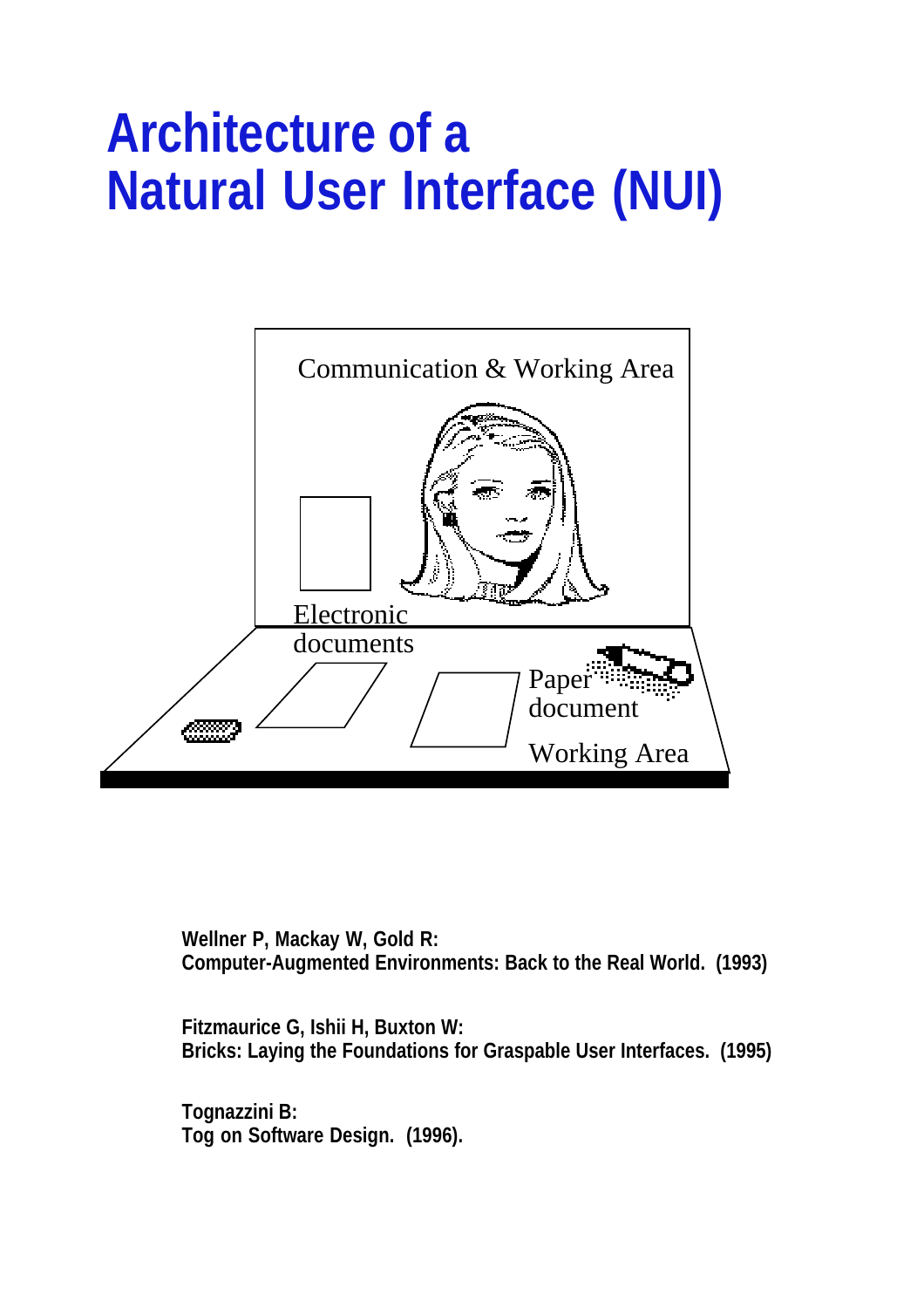# Architecture of a Natural User Interface (NUI)

Communication & Working Area

Electronic documents

Paper document

Working Area

**Wellner P, Mackay W, Gold R:**
**Computer-Augmented Environments: Back to the Real World. (1993)**

**Fitzmaurice G, Ishii H, Buxton W:**
**Bricks: Laying the Foundations for Graspable User Interfaces. (1995)**

**Tognazzini B:**
**Tog on Software Design. (1996).**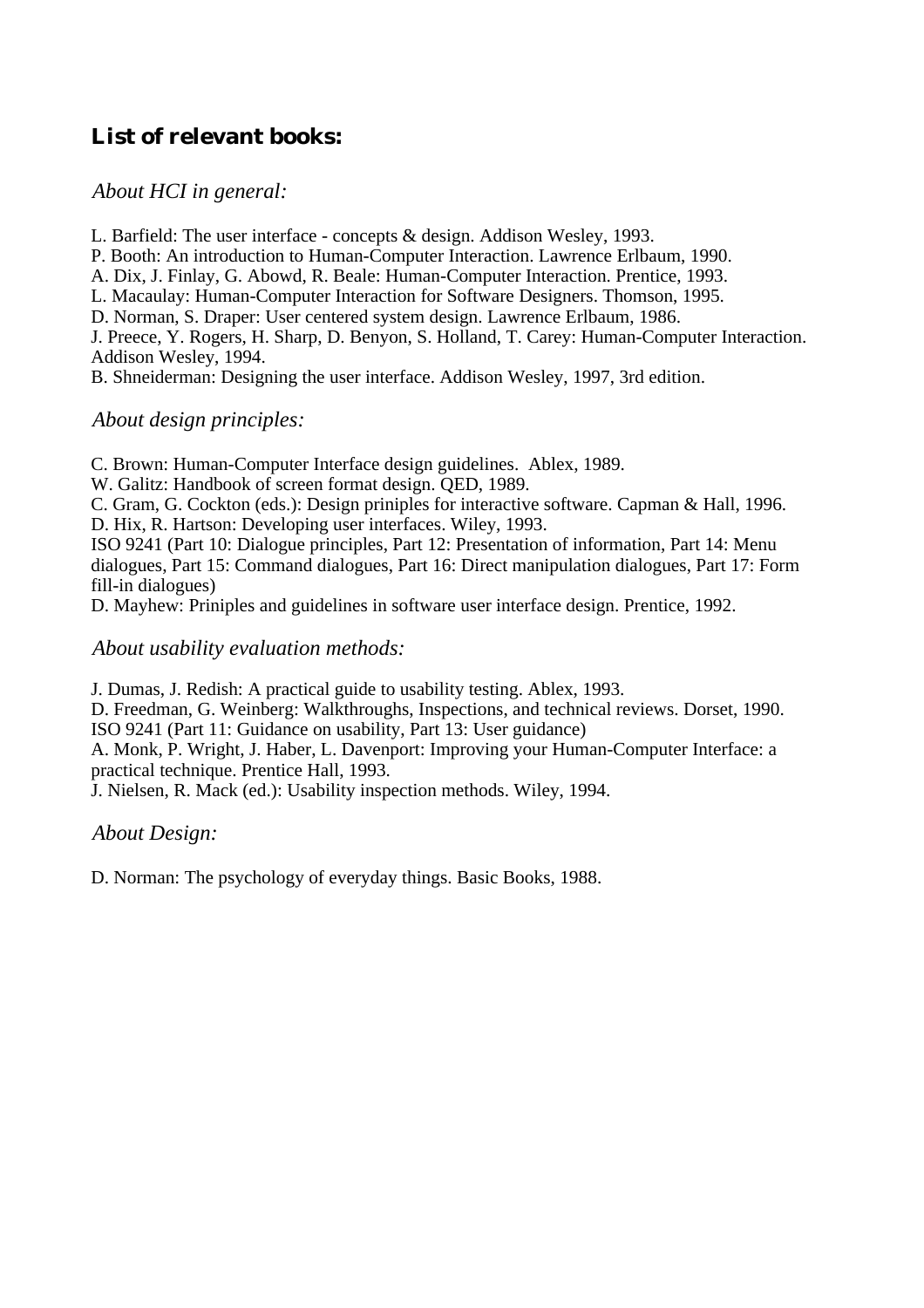## List of relevant books:

### *About HCI in general:*

L. Barfield: The user interface - concepts & design. Addison Wesley, 1993.
P. Booth: An introduction to Human-Computer Interaction. Lawrence Erlbaum, 1990.
A. Dix, J. Finlay, G. Abowd, R. Beale: Human-Computer Interaction. Prentice, 1993.
L. Macaulay: Human-Computer Interaction for Software Designers. Thomson, 1995.
D. Norman, S. Draper: User centered system design. Lawrence Erlbaum, 1986.
J. Preece, Y. Rogers, H. Sharp, D. Benyon, S. Holland, T. Carey: Human-Computer Interaction. Addison Wesley, 1994.
B. Shneiderman: Designing the user interface. Addison Wesley, 1997, 3rd edition.

### *About design principles:*

C. Brown: Human-Computer Interface design guidelines. Ablex, 1989.
W. Galitz: Handbook of screen format design. QED, 1989.
C. Gram, G. Cockton (eds.): Design priniples for interactive software. Capman & Hall, 1996.
D. Hix, R. Hartson: Developing user interfaces. Wiley, 1993.
ISO 9241 (Part 10: Dialogue principles, Part 12: Presentation of information, Part 14: Menu dialogues, Part 15: Command dialogues, Part 16: Direct manipulation dialogues, Part 17: Form fill-in dialogues)
D. Mayhew: Priniples and guidelines in software user interface design. Prentice, 1992.

### *About usability evaluation methods:*

J. Dumas, J. Redish: A practical guide to usability testing. Ablex, 1993.
D. Freedman, G. Weinberg: Walkthroughs, Inspections, and technical reviews. Dorset, 1990.
ISO 9241 (Part 11: Guidance on usability, Part 13: User guidance)
A. Monk, P. Wright, J. Haber, L. Davenport: Improving your Human-Computer Interface: a practical technique. Prentice Hall, 1993.
J. Nielsen, R. Mack (ed.): Usability inspection methods. Wiley, 1994.

### *About Design:*

D. Norman: The psychology of everyday things. Basic Books, 1988.